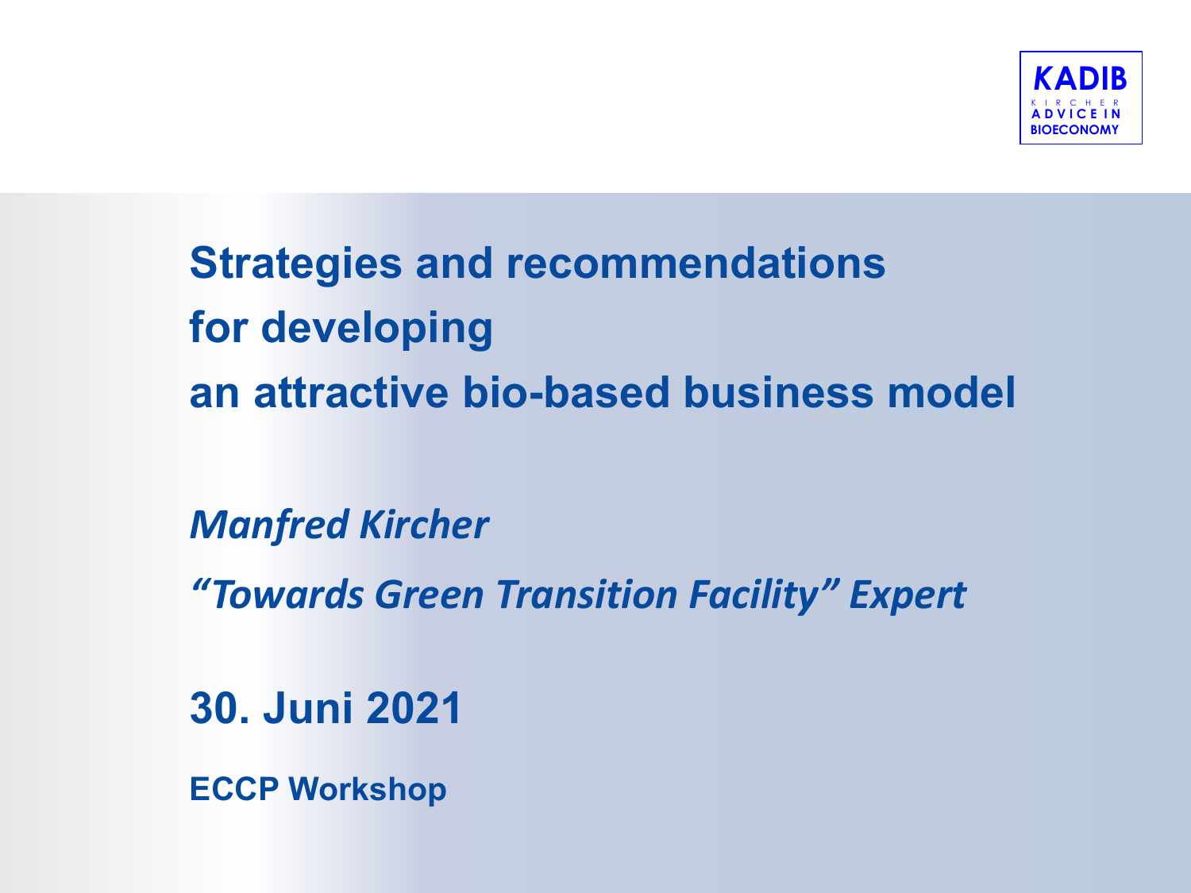KADIB

KIRCHER ADVICE IN BIOECONOMY

# Strategies and recommendations for developing an attractive bio-based business model

*Manfred Kircher*

*“Towards Green Transition Facility” Expert*

**30. Juni 2021**

**ECCP Workshop**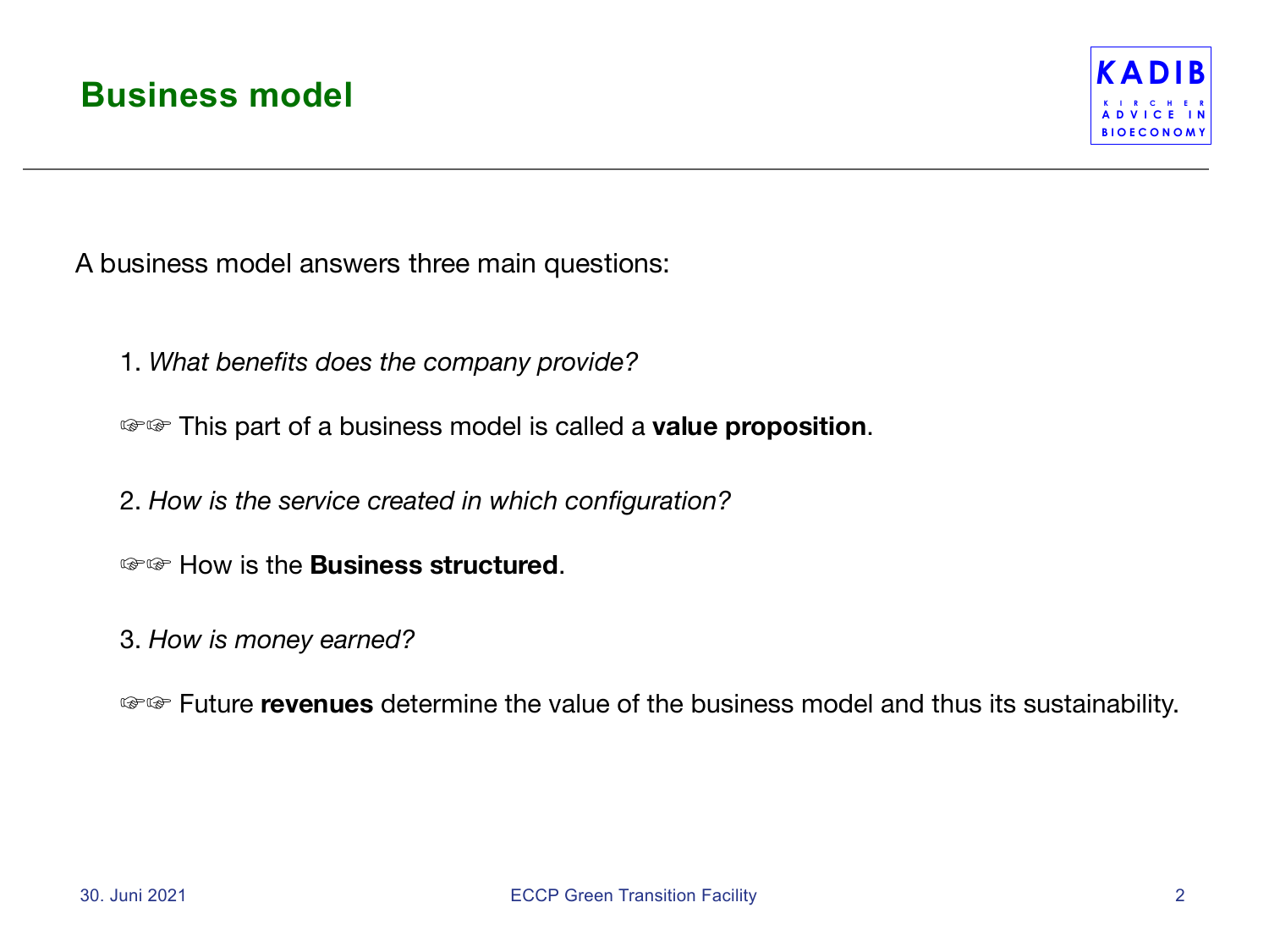## Business model

A business model answers three main questions:

1. *What benefits does the company provide?*

☞☞ This part of a business model is called a **value proposition**.

2. *How is the service created in which configuration?*

☞☞ How is the **Business structured**.

3. *How is money earned?*

☞☞ Future **revenues** determine the value of the business model and thus its sustainability.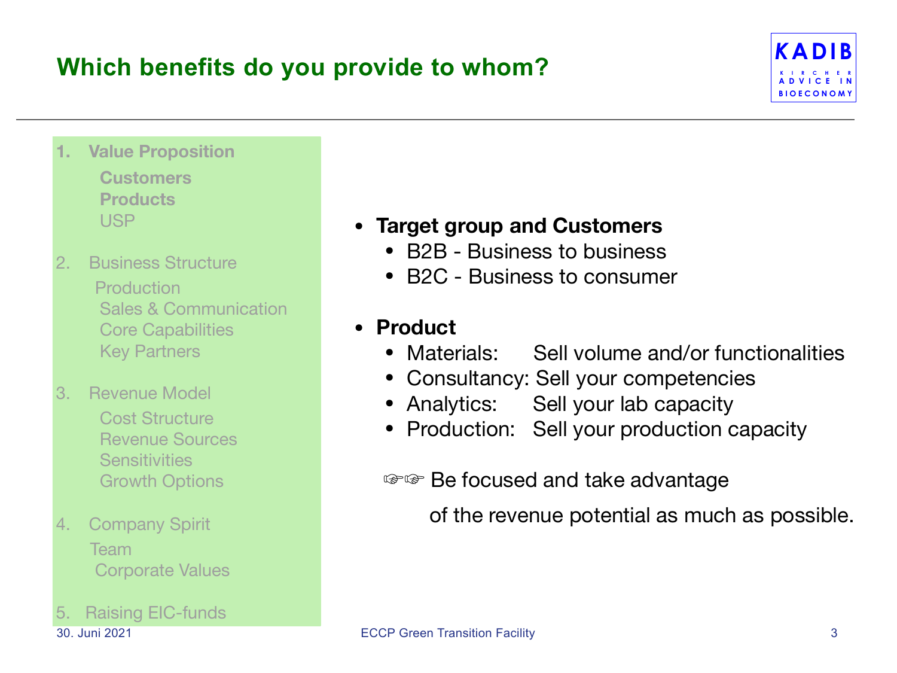# Which benefits do you provide to whom?

KADIB
KIRCHER ADVICE IN BIOECONOMY

1. **Value Proposition**
   - **Customers**
   - **Products**
   - USP
2. Business Structure
   - Production
   - Sales & Communication
   - Core Capabilities
   - Key Partners
3. Revenue Model
   - Cost Structure
   - Revenue Sources
   - Sensitivities
   - Growth Options
4. Company Spirit
   - Team
   - Corporate Values
5. Raising EIC-funds

- **Target group and Customers**
  - B2B - Business to business
  - B2C - Business to consumer
- **Product**
  - Materials: Sell volume and/or functionalities
  - Consultancy: Sell your competencies
  - Analytics: Sell your lab capacity
  - Production: Sell your production capacity

☞☞ Be focused and take advantage of the revenue potential as much as possible.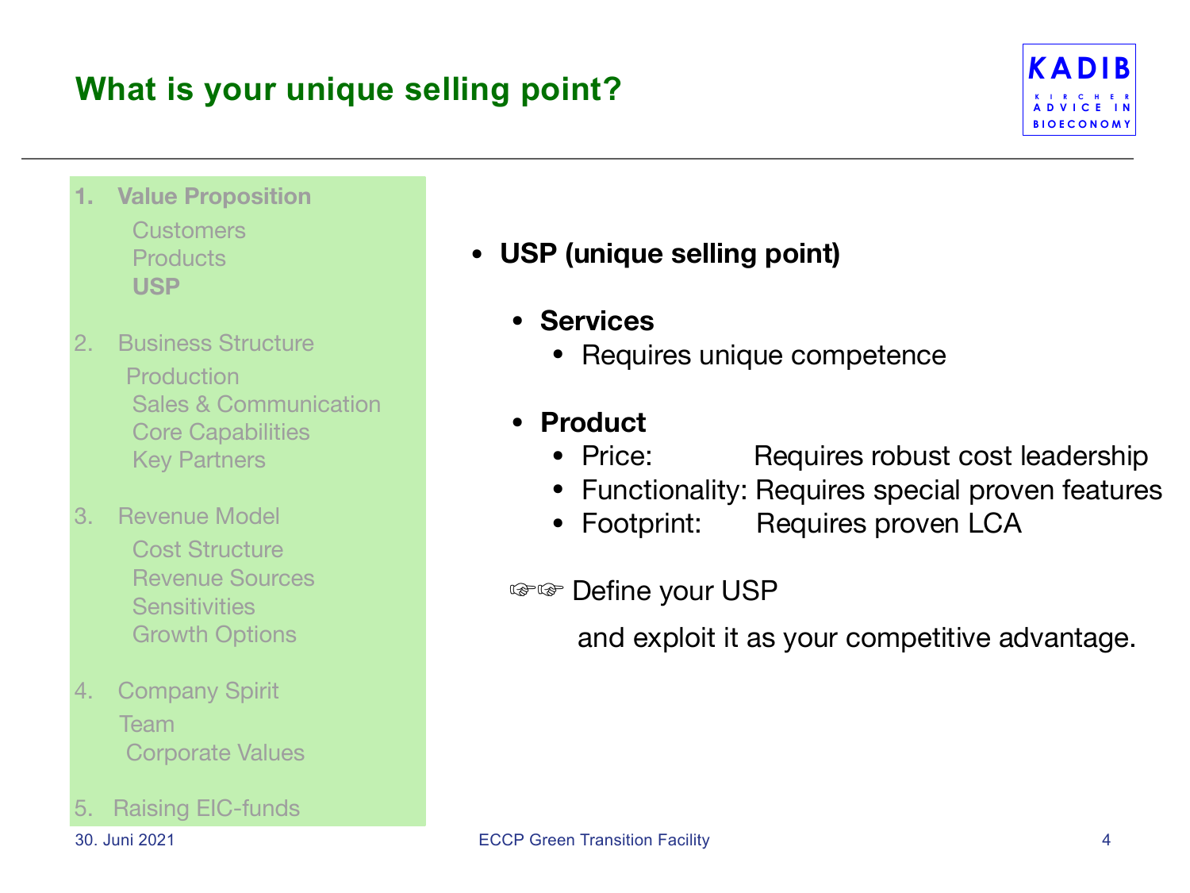# What is your unique selling point?

KADIB
KIRCHER ADVICE IN BIOECONOMY

1. **Value Proposition**
   - Customers
   - Products
   - **USP**
2. Business Structure
   - Production
   - Sales & Communication
   - Core Capabilities
   - Key Partners
3. Revenue Model
   - Cost Structure
   - Revenue Sources
   - Sensitivities
   - Growth Options
4. Company Spirit
   - Team
   - Corporate Values
5. Raising EIC-funds

- **USP (unique selling point)**
  - **Services**
    - Requires unique competence
  - **Product**
    - Price: Requires robust cost leadership
    - Functionality: Requires special proven features
    - Footprint: Requires proven LCA

☞☞ Define your USP

and exploit it as your competitive advantage.

30. Juni 2021 ECCP Green Transition Facility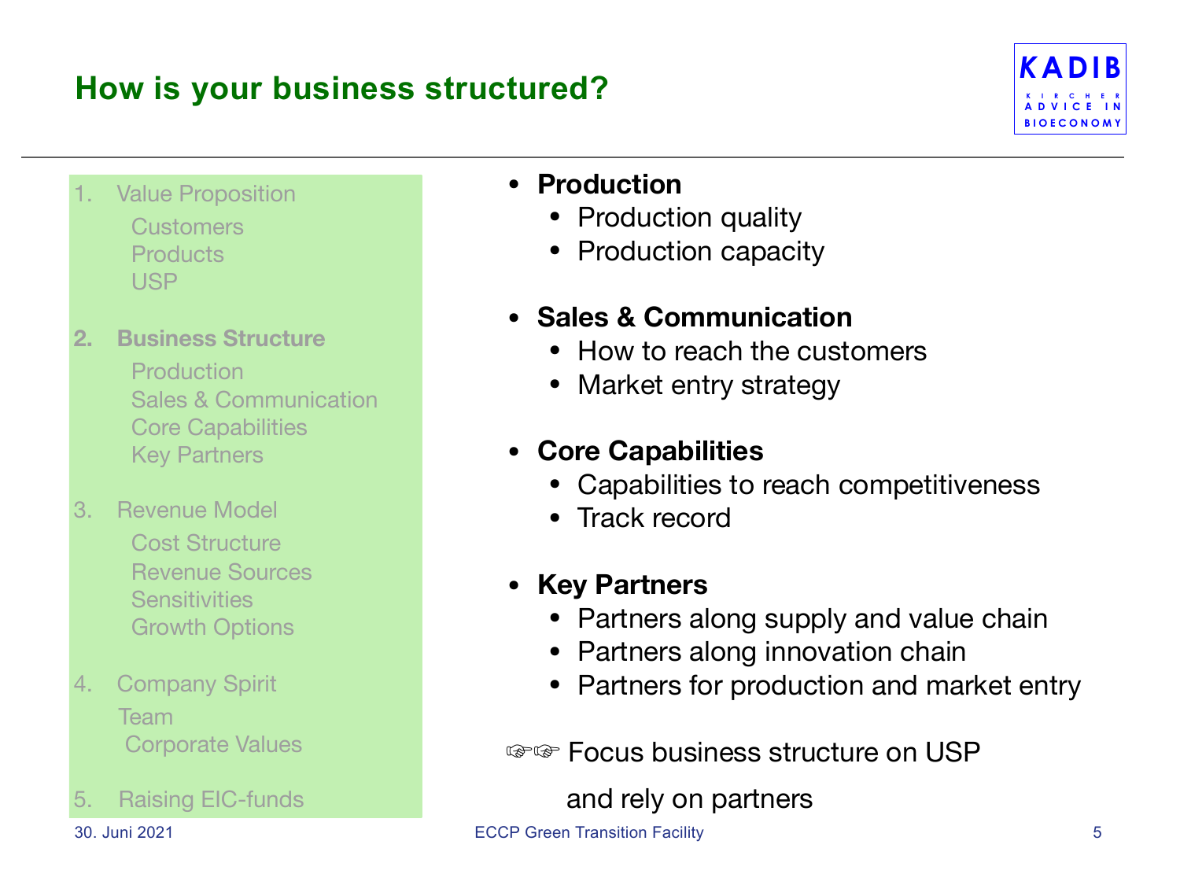# How is your business structured?

KADIB
KIRCHER ADVICE IN BIOECONOMY

1. Value Proposition
   - Customers
   - Products
   - USP
2. **Business Structure**
   - Production
   - Sales & Communication
   - Core Capabilities
   - Key Partners
3. Revenue Model
   - Cost Structure
   - Revenue Sources
   - Sensitivities
   - Growth Options
4. Company Spirit
   - Team
   - Corporate Values
5. Raising EIC-funds

- **Production**
  - Production quality
  - Production capacity
- **Sales & Communication**
  - How to reach the customers
  - Market entry strategy
- **Core Capabilities**
  - Capabilities to reach competitiveness
  - Track record
- **Key Partners**
  - Partners along supply and value chain
  - Partners along innovation chain
  - Partners for production and market entry

☞☞ Focus business structure on USP and rely on partners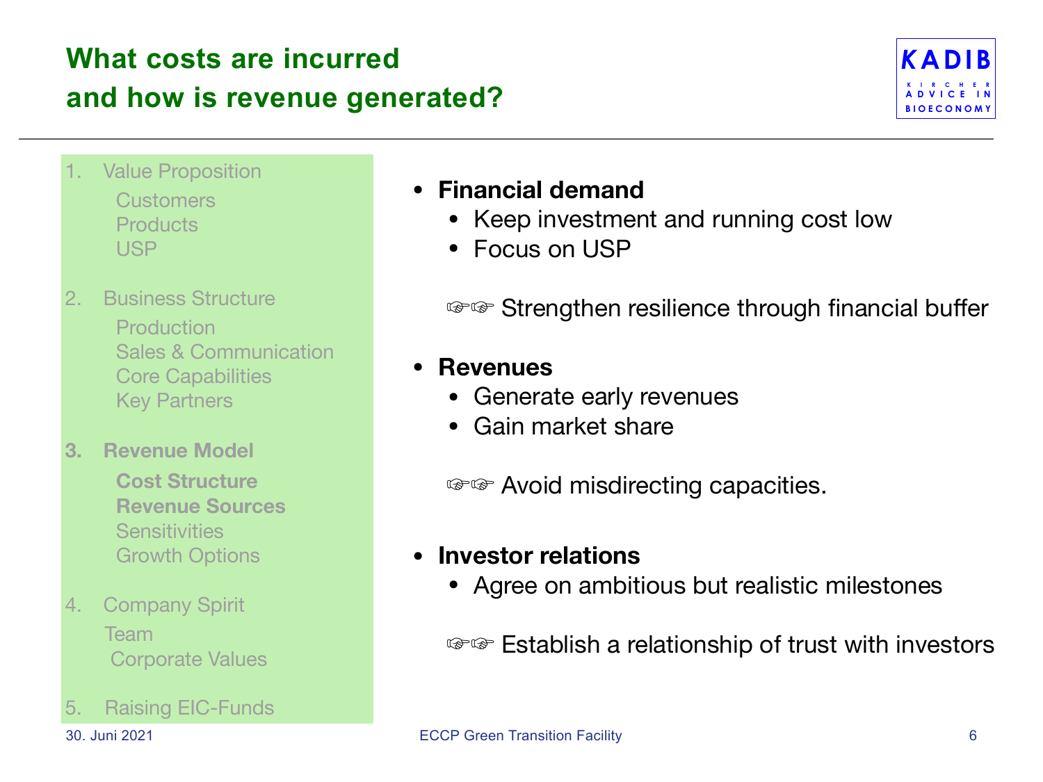# What costs are incurred and how is revenue generated?

KADIB
KIRCHER ADVICE IN BIOECONOMY

1. Value Proposition
   - Customers
   - Products
   - USP
2. Business Structure
   - Production
   - Sales & Communication
   - Core Capabilities
   - Key Partners
3. **Revenue Model**
   - **Cost Structure**
   - **Revenue Sources**
   - Sensitivities
   - Growth Options
4. Company Spirit
   - Team
   - Corporate Values
5. Raising EIC-Funds

- **Financial demand**
  - Keep investment and running cost low
  - Focus on USP

☞☞ Strengthen resilience through financial buffer

- **Revenues**
  - Generate early revenues
  - Gain market share

☞☞ Avoid misdirecting capacities.

- **Investor relations**
  - Agree on ambitious but realistic milestones

☞☞ Establish a relationship of trust with investors

30. Juni 2021 — ECCP Green Transition Facility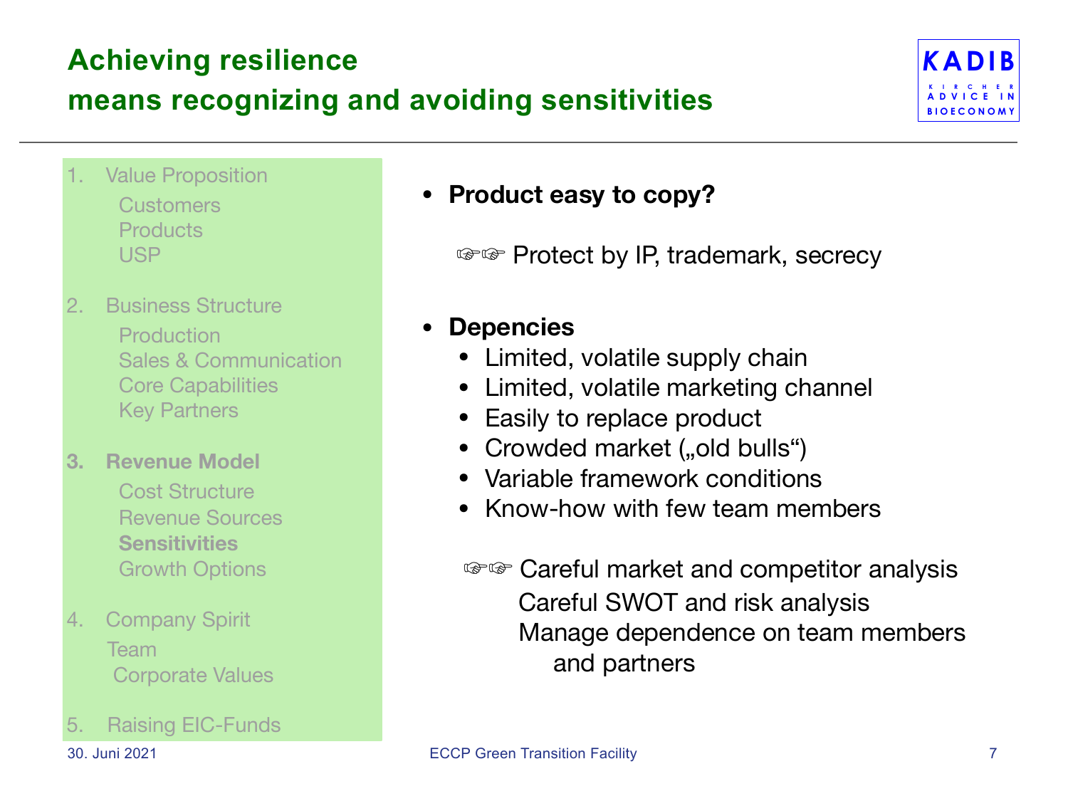# Achieving resilience means recognizing and avoiding sensitivities

KADIB
KIRCHER ADVICE IN BIOECONOMY

1. Value Proposition
   - Customers
   - Products
   - USP
2. Business Structure
   - Production
   - Sales & Communication
   - Core Capabilities
   - Key Partners
3. **Revenue Model**
   - Cost Structure
   - Revenue Sources
   - **Sensitivities**
   - Growth Options
4. Company Spirit
   - Team
   - Corporate Values
5. Raising EIC-Funds

- **Product easy to copy?**

  ☞☞ Protect by IP, trademark, secrecy

- **Depencies**
  - Limited, volatile supply chain
  - Limited, volatile marketing channel
  - Easily to replace product
  - Crowded market („old bulls“)
  - Variable framework conditions
  - Know-how with few team members

  ☞☞ Careful market and competitor analysis
  Careful SWOT and risk analysis
  Manage dependence on team members and partners

30. Juni 2021 ECCP Green Transition Facility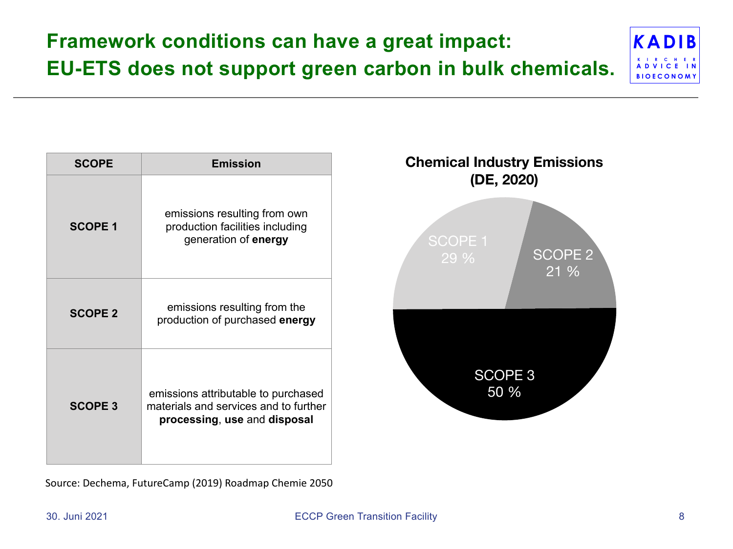# Framework conditions can have a great impact: EU-ETS does not support green carbon in bulk chemicals.

| SCOPE | Emission |
|---|---|
| **SCOPE 1** | emissions resulting from own production facilities including generation of **energy** |
| **SCOPE 2** | emissions resulting from the production of purchased **energy** |
| **SCOPE 3** | emissions attributable to purchased materials and services and to further **processing**, **use** and **disposal** |

**Chemical Industry Emissions (DE, 2020)**

- SCOPE 1: 29 %
- SCOPE 2: 21 %
- SCOPE 3: 50 %

Source: Dechema, FutureCamp (2019) Roadmap Chemie 2050

30. Juni 2021 — ECCP Green Transition Facility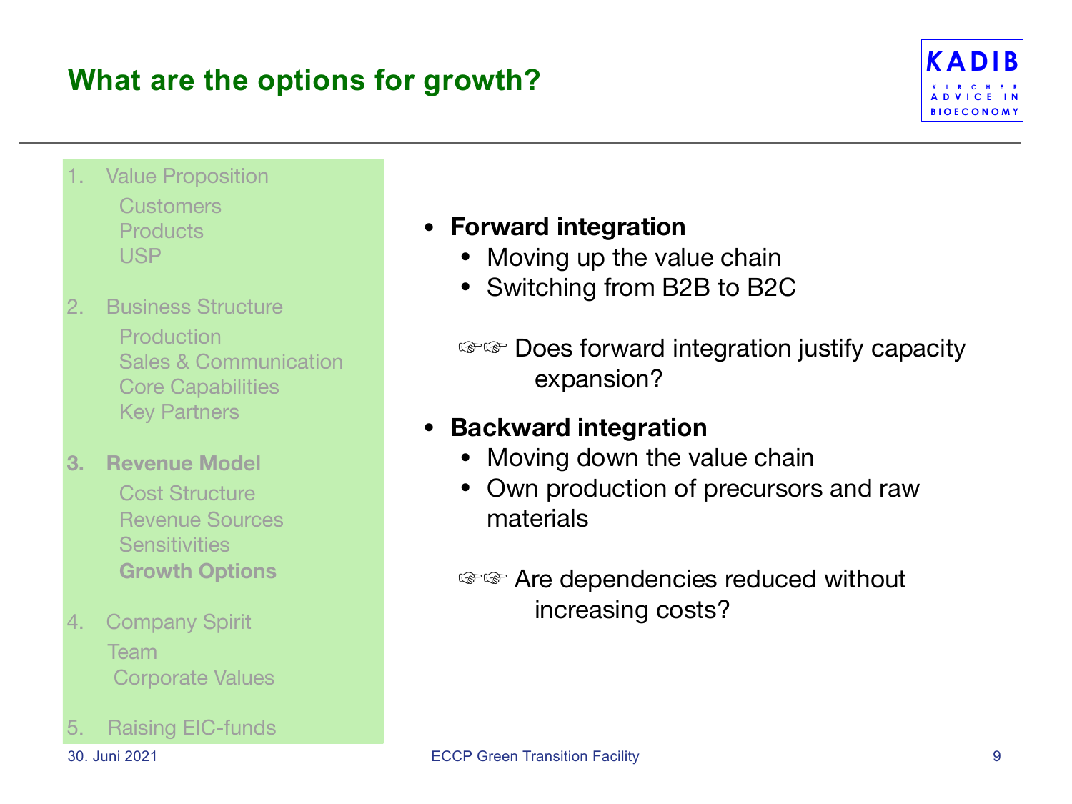# What are the options for growth?

KADIB
KIRCHER ADVICE IN BIOECONOMY

1. Value Proposition
   - Customers
   - Products
   - USP
2. Business Structure
   - Production
   - Sales & Communication
   - Core Capabilities
   - Key Partners
3. **Revenue Model**
   - Cost Structure
   - Revenue Sources
   - Sensitivities
   - **Growth Options**
4. Company Spirit
   - Team
   - Corporate Values
5. Raising EIC-funds

- **Forward integration**
  - Moving up the value chain
  - Switching from B2B to B2C

☞☞ Does forward integration justify capacity expansion?

- **Backward integration**
  - Moving down the value chain
  - Own production of precursors and raw materials

☞☞ Are dependencies reduced without increasing costs?

30. Juni 2021 — ECCP Green Transition Facility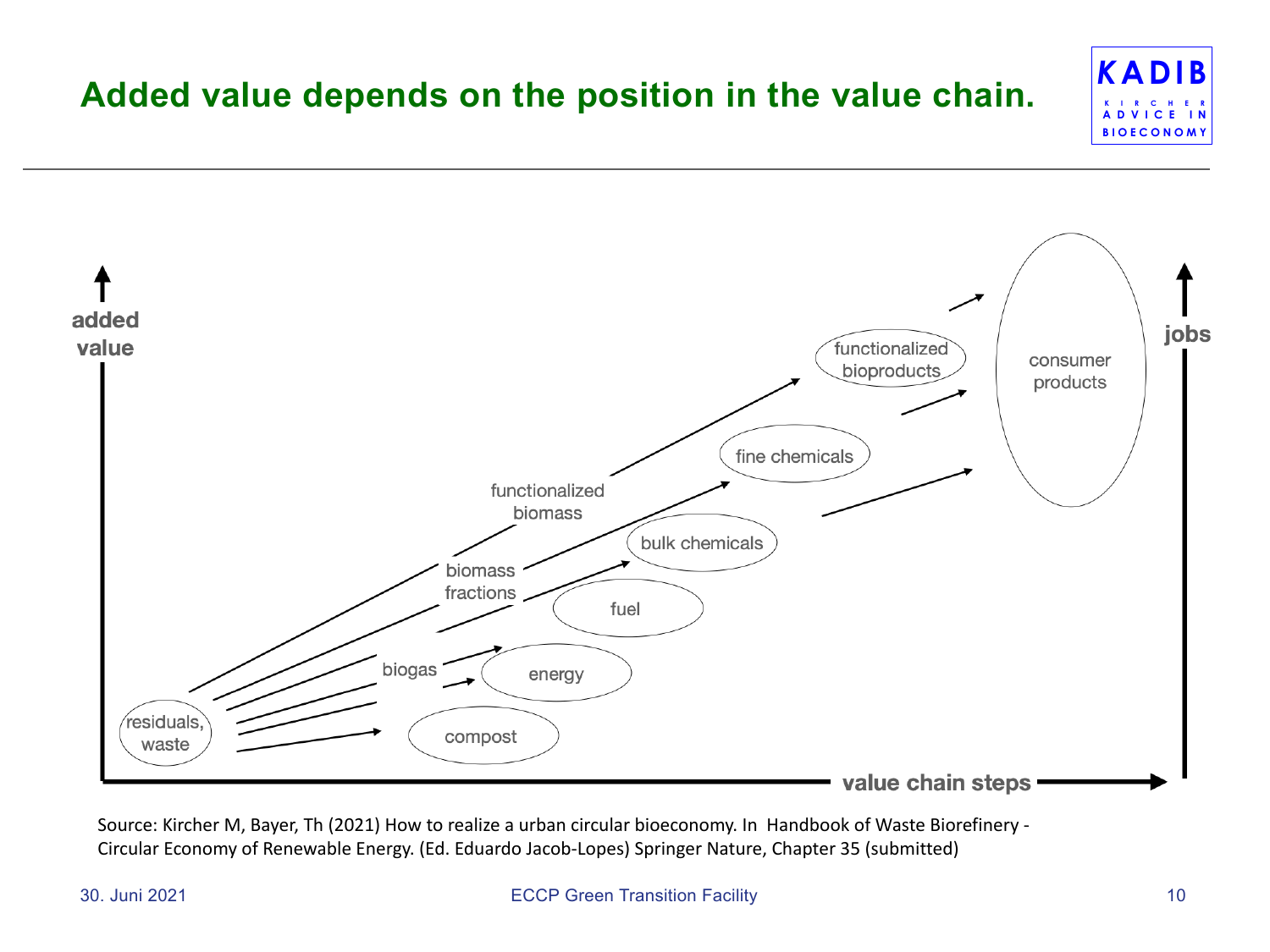# Added value depends on the position in the value chain.

KADIB
KIRCHER ADVICE IN BIOECONOMY

added value

jobs

residuals, waste

compost

biogas

energy

fuel

biomass fractions

bulk chemicals

functionalized biomass

fine chemicals

functionalized bioproducts

consumer products

value chain steps

Source: Kircher M, Bayer, Th (2021) How to realize a urban circular bioeconomy. In Handbook of Waste Biorefinery - Circular Economy of Renewable Energy. (Ed. Eduardo Jacob-Lopes) Springer Nature, Chapter 35 (submitted)

30. Juni 2021 ECCP Green Transition Facility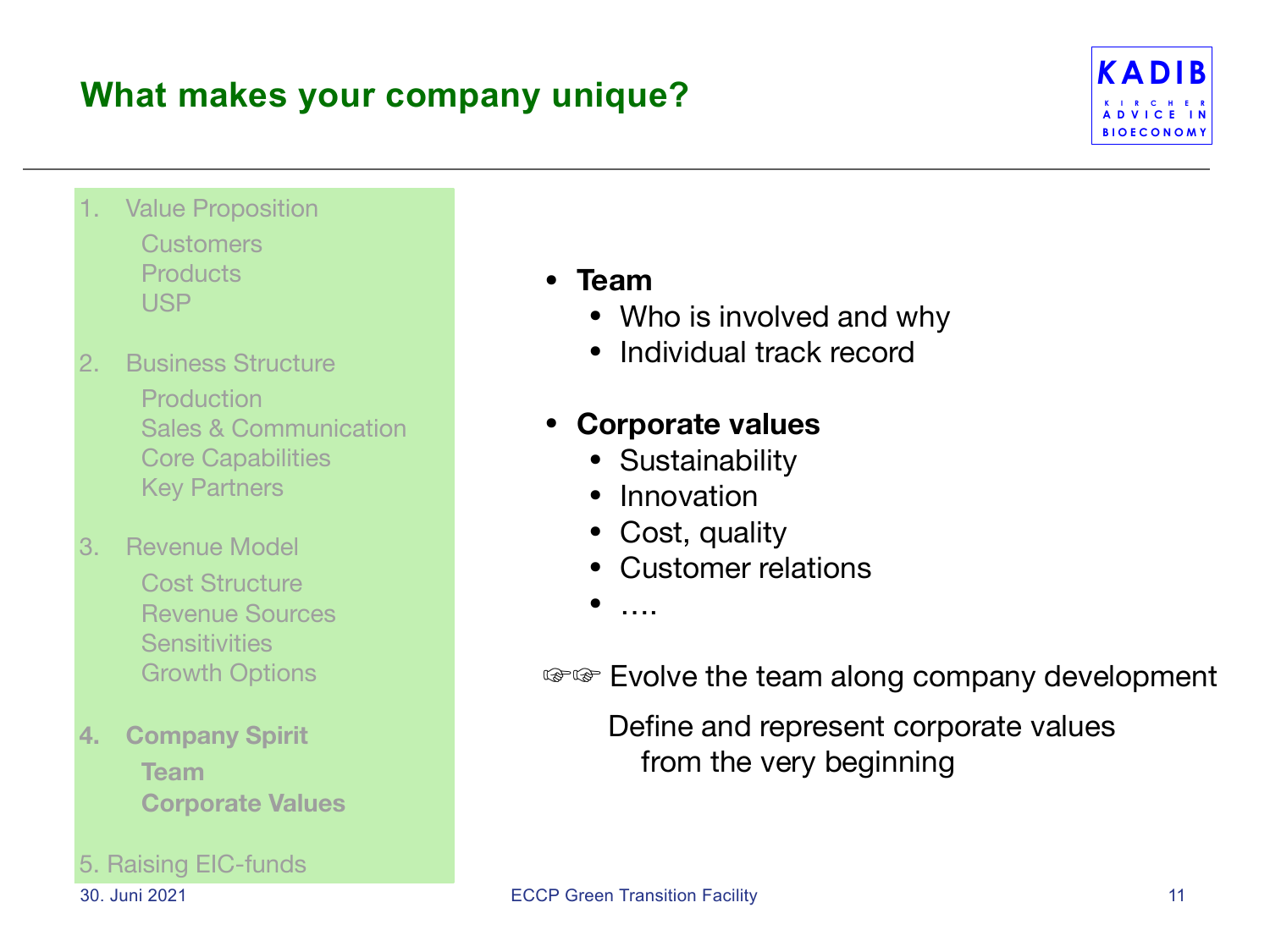# What makes your company unique?

KADIB
KIRCHER ADVICE IN BIOECONOMY

1. Value Proposition
   - Customers
   - Products
   - USP
2. Business Structure
   - Production
   - Sales & Communication
   - Core Capabilities
   - Key Partners
3. Revenue Model
   - Cost Structure
   - Revenue Sources
   - Sensitivities
   - Growth Options
4. **Company Spirit**
   - **Team**
   - **Corporate Values**
5. Raising EIC-funds

- **Team**
  - Who is involved and why
  - Individual track record
- **Corporate values**
  - Sustainability
  - Innovation
  - Cost, quality
  - Customer relations
  - ….

☞☞ Evolve the team along company development

Define and represent corporate values from the very beginning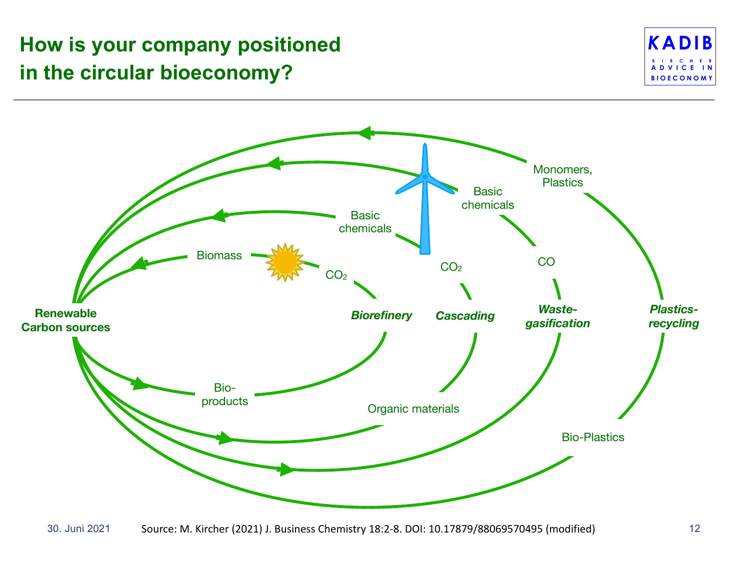# How is your company positioned in the circular bioeconomy?

**Renewable Carbon sources**

Biomass

$CO_2$

*Biorefinery*

Bio-products

Basic chemicals

$CO_2$

*Cascading*

Organic materials

Basic chemicals

CO

*Waste-gasification*

Monomers, Plastics

*Plastics-recycling*

Bio-Plastics

Source: M. Kircher (2021) J. Business Chemistry 18:2-8. DOI: 10.17879/88069570495 (modified)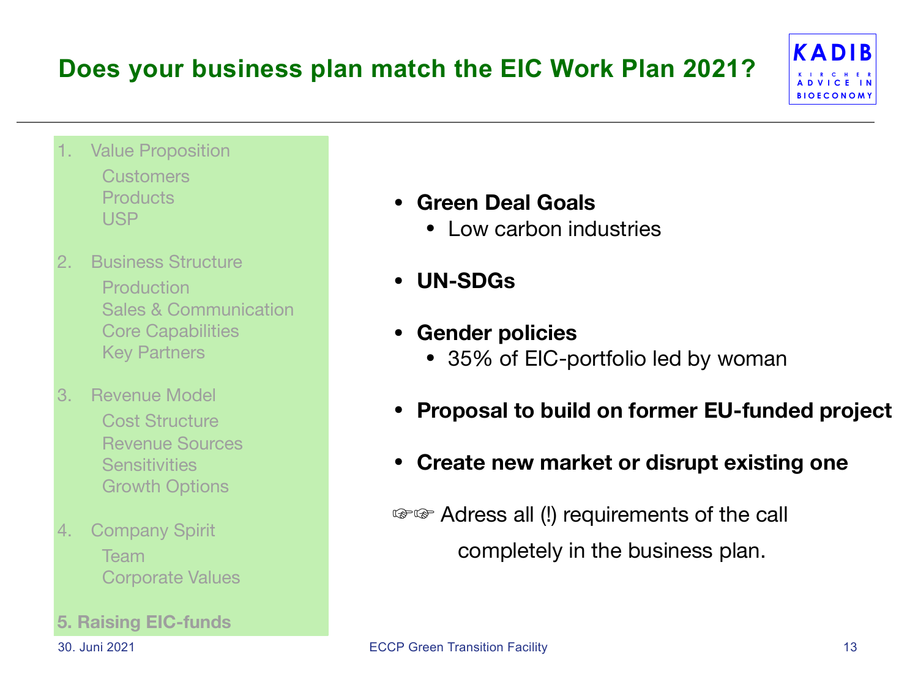# Does your business plan match the EIC Work Plan 2021?

KADIB
KIRCHER ADVICE IN BIOECONOMY

1. Value Proposition
   - Customers
   - Products
   - USP
2. Business Structure
   - Production
   - Sales & Communication
   - Core Capabilities
   - Key Partners
3. Revenue Model
   - Cost Structure
   - Revenue Sources
   - Sensitivities
   - Growth Options
4. Company Spirit
   - Team
   - Corporate Values

**5. Raising EIC-funds**

- **Green Deal Goals**
  - Low carbon industries
- **UN-SDGs**
- **Gender policies**
  - 35% of EIC-portfolio led by woman
- **Proposal to build on former EU-funded project**
- **Create new market or disrupt existing one**

☞☞ Adress all (!) requirements of the call completely in the business plan.

30. Juni 2021 — ECCP Green Transition Facility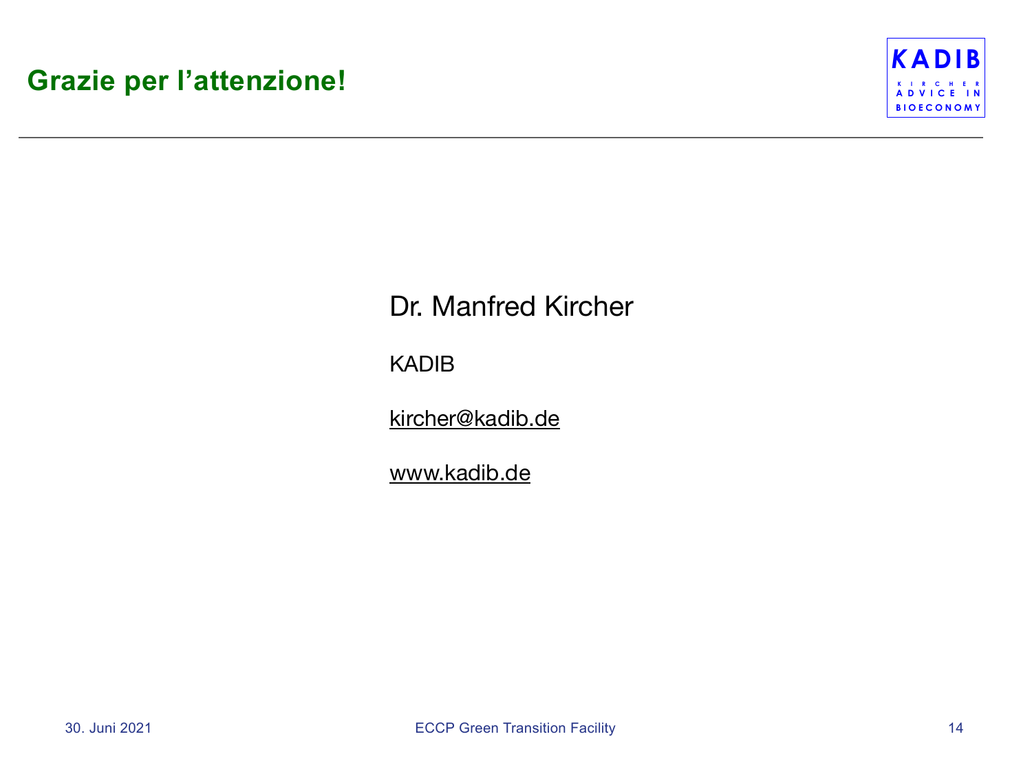# Grazie per l'attenzione!

Dr. Manfred Kircher

KADIB

kircher@kadib.de

www.kadib.de